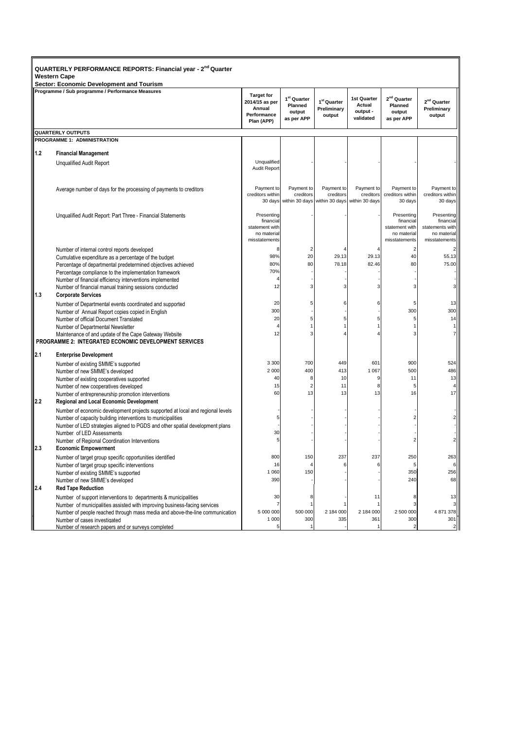## QUARTERLY PERFORMANCE REPORTS: Financial year - 2nd Quarter

**Western Cape**

**Sector: Economic Development and Tourism**

| | Programme / Sub programme / Performance Measures | Target for 2014/15 as per Annual Performance Plan (APP) | 1st Quarter Planned output as per APP | 1st Quarter Preliminary output | 1st Quarter Actual output - validated | 2nd Quarter Planned output as per APP | 2nd Quarter Preliminary output |
|---|---|---|---|---|---|---|---|
| | **QUARTERLY OUTPUTS** | | | | | | |
| | **PROGRAMME 1: ADMINISTRATION** | | | | | | |
| **1.2** | **Financial Management** | | | | | | |
| | Unqualified Audit Report | Unqualified Audit Report | - | - | - | - | - |
| | Average number of days for the processing of payments to creditors | Payment to creditors within 30 days | Payment to creditors within 30 days | Payment to creditors within 30 days | Payment to creditors within 30 days | Payment to creditors within 30 days | Payment to creditors within 30 days |
| | Unqualified Audit Report: Part Three - Financial Statements | Presenting financial statement with no material misstatements | - | - | - | Presenting financial statement with no material misstatements | Presenting financial statements with no material misstatements |
| | Number of internal control reports developed | 8 | 2 | 4 | 4 | 2 | 2 |
| | Cumulative expenditure as a percentage of the budget | 98% | 20 | 29.13 | 29.13 | 40 | 55.13 |
| | Percentage of departmental predetermined objectives achieved | 80% | 80 | 78.18 | 82.46 | 80 | 75.00 |
| | Percentage compliance to the implementation framework | 70% | - | - | - | - | - |
| | Number of financial efficiency interventions implemented | 4 | - | - | - | - | - |
| | Number of financial manual training sessions conducted | 12 | 3 | 3 | 3 | 3 | 3 |
| **1.3** | **Corporate Services** | | | | | | |
| | Number of Departmental events coordinated and supported | 20 | 5 | 6 | 6 | 5 | 13 |
| | Number of Annual Report copies copied in English | 300 | - | - | - | 300 | 300 |
| | Number of official Document Translated | 20 | 5 | 5 | 5 | 5 | 14 |
| | Number of Departmental Newsletter | 4 | 1 | 1 | 1 | 1 | 1 |
| | Maintenance of and update of the Cape Gateway Website | 12 | 3 | 4 | 4 | 3 | 7 |
| | **PROGRAMME 2: INTEGRATED ECONOMIC DEVELOPMENT SERVICES** | | | | | | |
| **2.1** | **Enterprise Development** | | | | | | |
| | Number of existing SMME's supported | 3 300 | 700 | 449 | 601 | 900 | 524 |
| | Number of new SMME's developed | 2 000 | 400 | 413 | 1 067 | 500 | 486 |
| | Number of existing cooperatives supported | 40 | 8 | 10 | 9 | 11 | 13 |
| | Number of new cooperatives developed | 15 | 2 | 11 | 8 | 5 | 4 |
| | Number of entrepreneurship promotion interventions | 60 | 13 | 13 | 13 | 16 | 17 |
| **2.2** | **Regional and Local Economic Development** | | | | | | |
| | Number of economic development projects supported at local and regional levels | - | - | - | - | - | - |
| | Number of capacity building interventions to municipalities | 5 | - | - | - | 2 | 2 |
| | Number of LED strategies aligned to PGDS and other spatial development plans | - | - | - | - | - | - |
| | Number of LED Assessments | 30 | - | - | - | - | - |
| | Number of Regional Coordination Interventions | 5 | - | - | - | 2 | 2 |
| **2.3** | **Economic Empowerment** | | | | | | |
| | Number of target group specific opportunities identified | 800 | 150 | 237 | 237 | 250 | 263 |
| | Number of target group specific interventions | 16 | 4 | 6 | 6 | 5 | 6 |
| | Number of existing SMME's supported | 1 060 | 150 | - | - | 350 | 256 |
| | Number of new SMME's developed | 390 | - | - | - | 240 | 68 |
| **2.4** | **Red Tape Reduction** | | | | | | |
| | Number of support interventions to departments & municipalities | 30 | 8 | - | 11 | 8 | 13 |
| | Number of municipalities assisted with improving business-facing services | 7 | 1 | 1 | 1 | 3 | 3 |
| | Number of people reached through mass media and above-the-line communication | 5 000 000 | 500 000 | 2 184 000 | 2 184 000 | 2 500 000 | 4 871 378 |
| | Number of cases investigated | 1 000 | 300 | 335 | 361 | 300 | 301 |
| | Number of research papers and or surveys completed | 5 | 1 | - | 1 | 2 | 2 |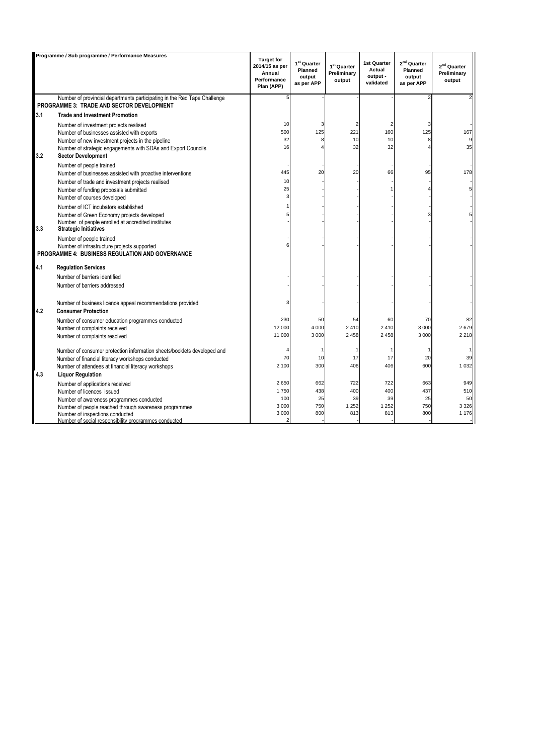| Programme / Sub programme / Performance Measures | | Target for 2014/15 as per Annual Performance Plan (APP) | 1st Quarter Planned output as per APP | 1st Quarter Preliminary output | 1st Quarter Actual output - validated | 2nd Quarter Planned output as per APP | 2nd Quarter Preliminary output |
|---|---|---|---|---|---|---|---|
| | Number of provincial departments participating in the Red Tape Challenge | 5 | - | - | - | 2 | 2 |
| **PROGRAMME 3: TRADE AND SECTOR DEVELOPMENT** | | | | | | | |
| 3.1 | **Trade and Investment Promotion** | | | | | | |
| | Number of investment projects realised | 10 | 3 | 2 | 2 | 3 | - |
| | Number of businesses assisted with exports | 500 | 125 | 221 | 160 | 125 | 167 |
| | Number of new investment projects in the pipeline | 32 | 8 | 10 | 10 | 8 | 9 |
| | Number of strategic engagements with SDAs and Export Councils | 16 | 4 | 32 | 32 | 4 | 35 |
| 3.2 | **Sector Development** | | | | | | |
| | Number of people trained | - | - | - | - | - | - |
| | Number of businesses assisted with proactive interventions | 445 | 20 | 20 | 66 | 95 | 178 |
| | Number of trade and investment projects realised | 10 | - | - | - | - | - |
| | Number of funding proposals submitted | 25 | - | - | 1 | 4 | 5 |
| | Number of courses developed | 3 | - | - | - | - | - |
| | Number of ICT incubators established | 1 | - | - | - | - | - |
| | Number of Green Economy projects developed | 5 | - | - | - | 3 | 5 |
| | Number of people enrolled at accredited institutes | - | - | - | - | - | - |
| 3.3 | **Strategic Initiatives** | | | | | | |
| | Number of people trained | - | - | - | - | - | - |
| | Number of infrastructure projects supported | 6 | - | - | - | - | - |
| **PROGRAMME 4: BUSINESS REGULATION AND GOVERNANCE** | | | | | | | |
| 4.1 | **Regulation Services** | | | | | | |
| | Number of barriers identified | - | - | - | - | - | - |
| | Number of barriers addressed | - | - | - | - | - | - |
| | Number of business licence appeal recommendations provided | 3 | - | - | - | - | - |
| 4.2 | **Consumer Protection** | | | | | | |
| | Number of consumer education programmes conducted | 230 | 50 | 54 | 60 | 70 | 82 |
| | Number of complaints received | 12 000 | 4 000 | 2 410 | 2 410 | 3 000 | 2 679 |
| | Number of complaints resolved | 11 000 | 3 000 | 2 458 | 2 458 | 3 000 | 2 218 |
| | Number of consumer protection information sheets/booklets developed and | 4 | 1 | 1 | 1 | 1 | 1 |
| | Number of financial literacy workshops conducted | 70 | 10 | 17 | 17 | 20 | 39 |
| | Number of attendees at financial literacy workshops | 2 100 | 300 | 406 | 406 | 600 | 1 032 |
| 4.3 | **Liquor Regulation** | | | | | | |
| | Number of applications received | 2 650 | 662 | 722 | 722 | 663 | 949 |
| | Number of licences issued | 1 750 | 438 | 400 | 400 | 437 | 510 |
| | Number of awareness programmes conducted | 100 | 25 | 39 | 39 | 25 | 50 |
| | Number of people reached through awareness programmes | 3 000 | 750 | 1 252 | 1 252 | 750 | 3 326 |
| | Number of inspections conducted | 3 000 | 800 | 813 | 813 | 800 | 1 176 |
| | Number of social responsibility programmes conducted | 2 | - | - | - | - | - |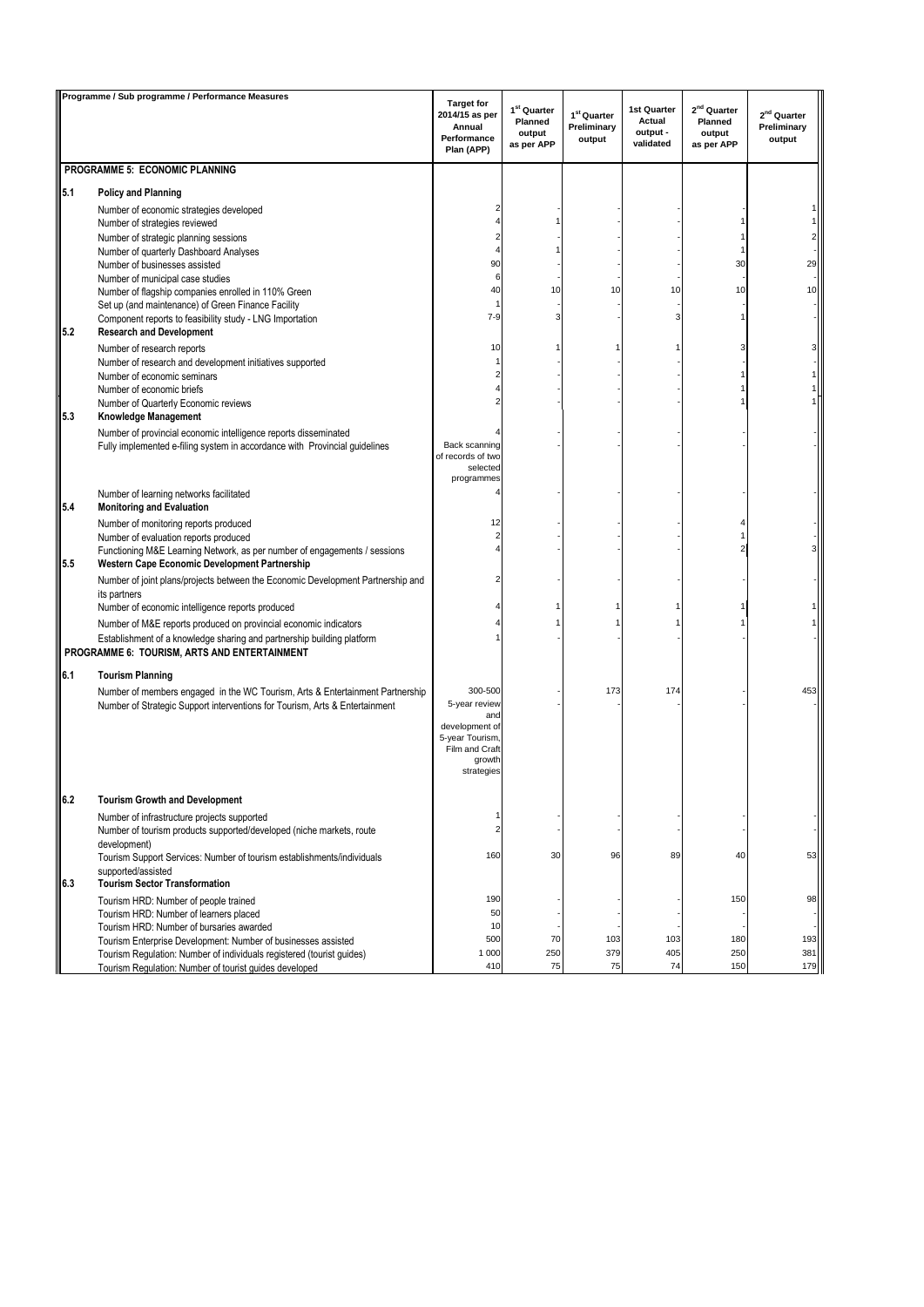| | Programme / Sub programme / Performance Measures | Target for 2014/15 as per Annual Performance Plan (APP) | 1st Quarter Planned output as per APP | 1st Quarter Preliminary output | 1st Quarter Actual output - validated | 2nd Quarter Planned output as per APP | 2nd Quarter Preliminary output |
|---|---|---|---|---|---|---|---|
| | **PROGRAMME 5: ECONOMIC PLANNING** | | | | | | |
| **5.1** | **Policy and Planning** | | | | | | |
| | Number of economic strategies developed | 2 | - | - | - | - | 1 |
| | Number of strategies reviewed | 4 | 1 | - | - | 1 | 1 |
| | Number of strategic planning sessions | 2 | - | - | - | 1 | 2 |
| | Number of quarterly Dashboard Analyses | 4 | 1 | - | - | 1 | - |
| | Number of businesses assisted | 90 | - | - | - | 30 | 29 |
| | Number of municipal case studies | 6 | - | - | - | - | - |
| | Number of flagship companies enrolled in 110% Green | 40 | 10 | 10 | 10 | 10 | 10 |
| | Set up (and maintenance) of Green Finance Facility | 1 | - | - | - | - | - |
| | Component reports to feasibility study - LNG Importation | 7-9 | 3 | - | 3 | 1 | - |
| **5.2** | **Research and Development** | | | | | | |
| | Number of research reports | 10 | 1 | 1 | 1 | 3 | 3 |
| | Number of research and development initiatives supported | 1 | - | - | - | - | - |
| | Number of economic seminars | 2 | - | - | - | 1 | 1 |
| | Number of economic briefs | 4 | - | - | - | 1 | 1 |
| | Number of Quarterly Economic reviews | 2 | - | - | - | 1 | 1 |
| **5.3** | **Knowledge Management** | | | | | | |
| | Number of provincial economic intelligence reports disseminated | 4 | - | - | - | - | - |
| | Fully implemented e-filing system in accordance with Provincial guidelines | Back scanning of records of two selected programmes | - | - | - | - | - |
| | Number of learning networks facilitated | 4 | - | - | - | - | - |
| **5.4** | **Monitoring and Evaluation** | | | | | | |
| | Number of monitoring reports produced | 12 | - | - | - | 4 | - |
| | Number of evaluation reports produced | 2 | - | - | - | 1 | - |
| | Functioning M&E Learning Network, as per number of engagements / sessions | 4 | - | - | - | 2 | 3 |
| **5.5** | **Western Cape Economic Development Partnership** | | | | | | |
| | Number of joint plans/projects between the Economic Development Partnership and its partners | 2 | - | - | - | - | - |
| | Number of economic intelligence reports produced | 4 | 1 | 1 | 1 | 1 | 1 |
| | Number of M&E reports produced on provincial economic indicators | 4 | 1 | 1 | 1 | 1 | 1 |
| | Establishment of a knowledge sharing and partnership building platform | 1 | - | - | - | - | - |
| | **PROGRAMME 6: TOURISM, ARTS AND ENTERTAINMENT** | | | | | | |
| **6.1** | **Tourism Planning** | | | | | | |
| | Number of members engaged in the WC Tourism, Arts & Entertainment Partnership | 300-500 | - | 173 | 174 | - | 453 |
| | Number of Strategic Support interventions for Tourism, Arts & Entertainment | 5-year review and development of 5-year Tourism, Film and Craft growth strategies | - | - | - | - | - |
| **6.2** | **Tourism Growth and Development** | | | | | | |
| | Number of infrastructure projects supported | 1 | - | - | - | - | - |
| | Number of tourism products supported/developed (niche markets, route development) | 2 | - | - | - | - | - |
| | Tourism Support Services: Number of tourism establishments/individuals supported/assisted | 160 | 30 | 96 | 89 | 40 | 53 |
| **6.3** | **Tourism Sector Transformation** | | | | | | |
| | Tourism HRD: Number of people trained | 190 | - | - | - | 150 | 98 |
| | Tourism HRD: Number of learners placed | 50 | - | - | - | - | - |
| | Tourism HRD: Number of bursaries awarded | 10 | - | - | - | - | - |
| | Tourism Enterprise Development: Number of businesses assisted | 500 | 70 | 103 | 103 | 180 | 193 |
| | Tourism Regulation: Number of individuals registered (tourist guides) | 1 000 | 250 | 379 | 405 | 250 | 381 |
| | Tourism Regulation: Number of tourist guides developed | 410 | 75 | 75 | 74 | 150 | 179 |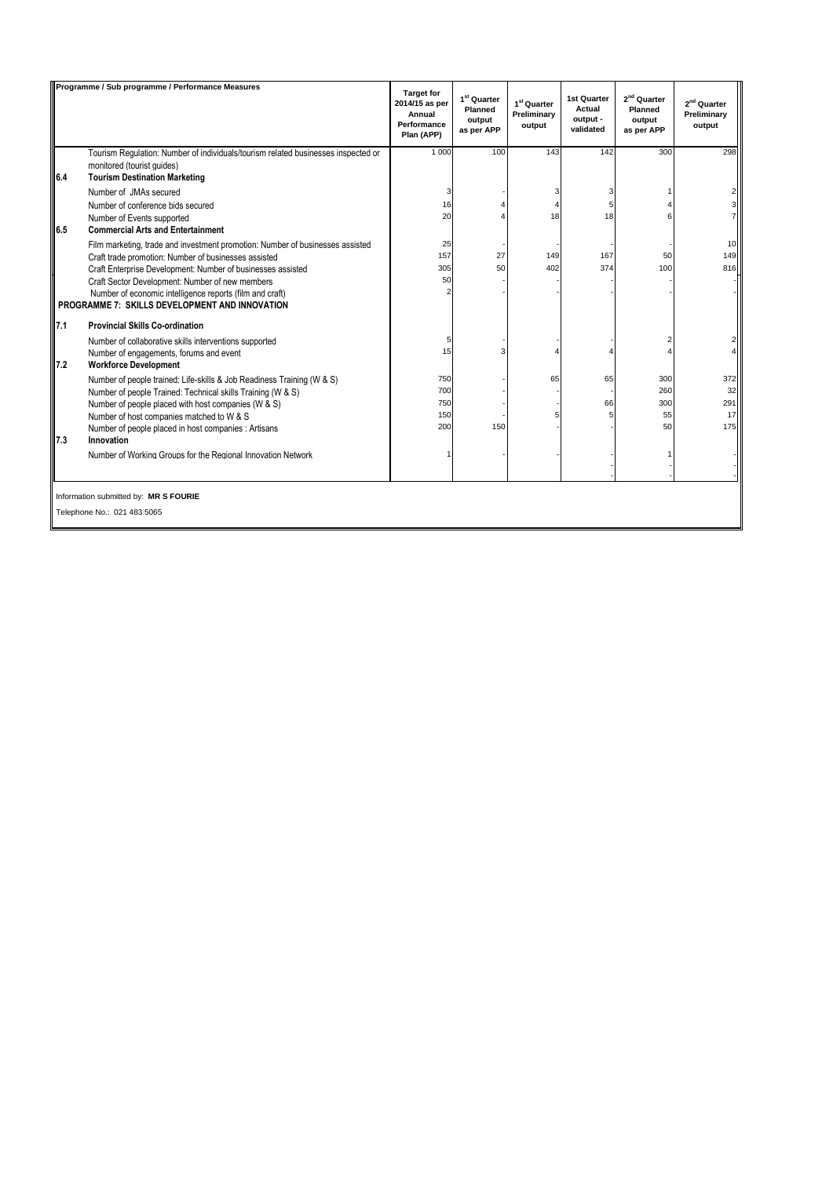| Programme / Sub programme / Performance Measures | | Target for 2014/15 as per Annual Performance Plan (APP) | 1st Quarter Planned output as per APP | 1st Quarter Preliminary output | 1st Quarter Actual output - validated | 2nd Quarter Planned output as per APP | 2nd Quarter Preliminary output |
|---|---|---|---|---|---|---|---|
| | Tourism Regulation: Number of individuals/tourism related businesses inspected or monitored (tourist guides) | 1 000 | 100 | 143 | 142 | 300 | 298 |
| **6.4** | **Tourism Destination Marketing** | | | | | | |
| | Number of JMAs secured | 3 | - | 3 | 3 | 1 | 2 |
| | Number of conference bids secured | 16 | 4 | 4 | 5 | 4 | 3 |
| | Number of Events supported | 20 | 4 | 18 | 18 | 6 | 7 |
| **6.5** | **Commercial Arts and Entertainment** | | | | | | |
| | Film marketing, trade and investment promotion: Number of businesses assisted | 25 | - | - | - | - | 10 |
| | Craft trade promotion: Number of businesses assisted | 157 | 27 | 149 | 167 | 50 | 149 |
| | Craft Enterprise Development: Number of businesses assisted | 305 | 50 | 402 | 374 | 100 | 816 |
| | Craft Sector Development: Number of new members | 50 | - | - | - | - | - |
| | Number of economic intelligence reports (film and craft) | 2 | - | - | - | - | - |
| **PROGRAMME 7: SKILLS DEVELOPMENT AND INNOVATION** | | | | | | | |
| **7.1** | **Provincial Skills Co-ordination** | | | | | | |
| | Number of collaborative skills interventions supported | 5 | - | - | - | 2 | 2 |
| | Number of engagements, forums and event | 15 | 3 | 4 | 4 | 4 | 4 |
| **7.2** | **Workforce Development** | | | | | | |
| | Number of people trained: Life-skills & Job Readiness Training (W & S) | 750 | - | 65 | 65 | 300 | 372 |
| | Number of people Trained: Technical skills Training (W & S) | 700 | - | - | - | 260 | 32 |
| | Number of people placed with host companies (W & S) | 750 | - | - | 66 | 300 | 291 |
| | Number of host companies matched to W & S | 150 | - | 5 | 5 | 55 | 17 |
| | Number of people placed in host companies : Artisans | 200 | 150 | - | - | 50 | 175 |
| **7.3** | **Innovation** | | | | | | |
| | Number of Working Groups for the Regional Innovation Network | 1 | - | - | - | 1 | - |
| | | | | | - | - | - |
| | | | | | - | - | - |

Information submitted by: **MR S FOURIE**

Telephone No.: 021 483 5065